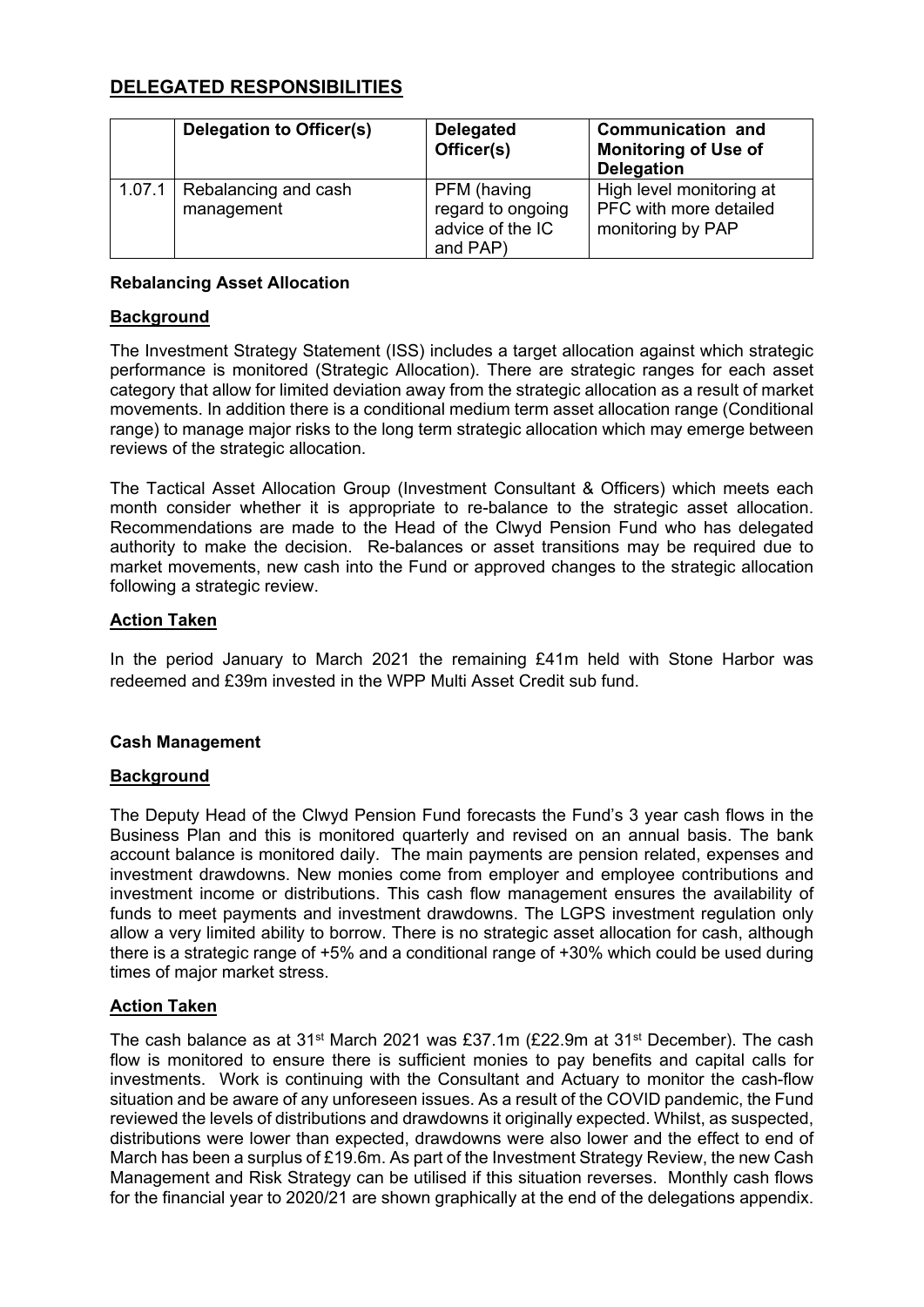## DELEGATED RESPONSIBILITIES

| | Delegation to Officer(s) | Delegated Officer(s) | Communication and Monitoring of Use of Delegation |
|---|---|---|---|
| 1.07.1 | Rebalancing and cash management | PFM (having regard to ongoing advice of the IC and PAP) | High level monitoring at PFC with more detailed monitoring by PAP |

**Rebalancing Asset Allocation**

**Background**

The Investment Strategy Statement (ISS) includes a target allocation against which strategic performance is monitored (Strategic Allocation). There are strategic ranges for each asset category that allow for limited deviation away from the strategic allocation as a result of market movements. In addition there is a conditional medium term asset allocation range (Conditional range) to manage major risks to the long term strategic allocation which may emerge between reviews of the strategic allocation.

The Tactical Asset Allocation Group (Investment Consultant & Officers) which meets each month consider whether it is appropriate to re-balance to the strategic asset allocation. Recommendations are made to the Head of the Clwyd Pension Fund who has delegated authority to make the decision. Re-balances or asset transitions may be required due to market movements, new cash into the Fund or approved changes to the strategic allocation following a strategic review.

**Action Taken**

In the period January to March 2021 the remaining £41m held with Stone Harbor was redeemed and £39m invested in the WPP Multi Asset Credit sub fund.

**Cash Management**

**Background**

The Deputy Head of the Clwyd Pension Fund forecasts the Fund's 3 year cash flows in the Business Plan and this is monitored quarterly and revised on an annual basis. The bank account balance is monitored daily. The main payments are pension related, expenses and investment drawdowns. New monies come from employer and employee contributions and investment income or distributions. This cash flow management ensures the availability of funds to meet payments and investment drawdowns. The LGPS investment regulation only allow a very limited ability to borrow. There is no strategic asset allocation for cash, although there is a strategic range of +5% and a conditional range of +30% which could be used during times of major market stress.

**Action Taken**

The cash balance as at 31st March 2021 was £37.1m (£22.9m at 31st December). The cash flow is monitored to ensure there is sufficient monies to pay benefits and capital calls for investments. Work is continuing with the Consultant and Actuary to monitor the cash-flow situation and be aware of any unforeseen issues. As a result of the COVID pandemic, the Fund reviewed the levels of distributions and drawdowns it originally expected. Whilst, as suspected, distributions were lower than expected, drawdowns were also lower and the effect to end of March has been a surplus of £19.6m. As part of the Investment Strategy Review, the new Cash Management and Risk Strategy can be utilised if this situation reverses. Monthly cash flows for the financial year to 2020/21 are shown graphically at the end of the delegations appendix.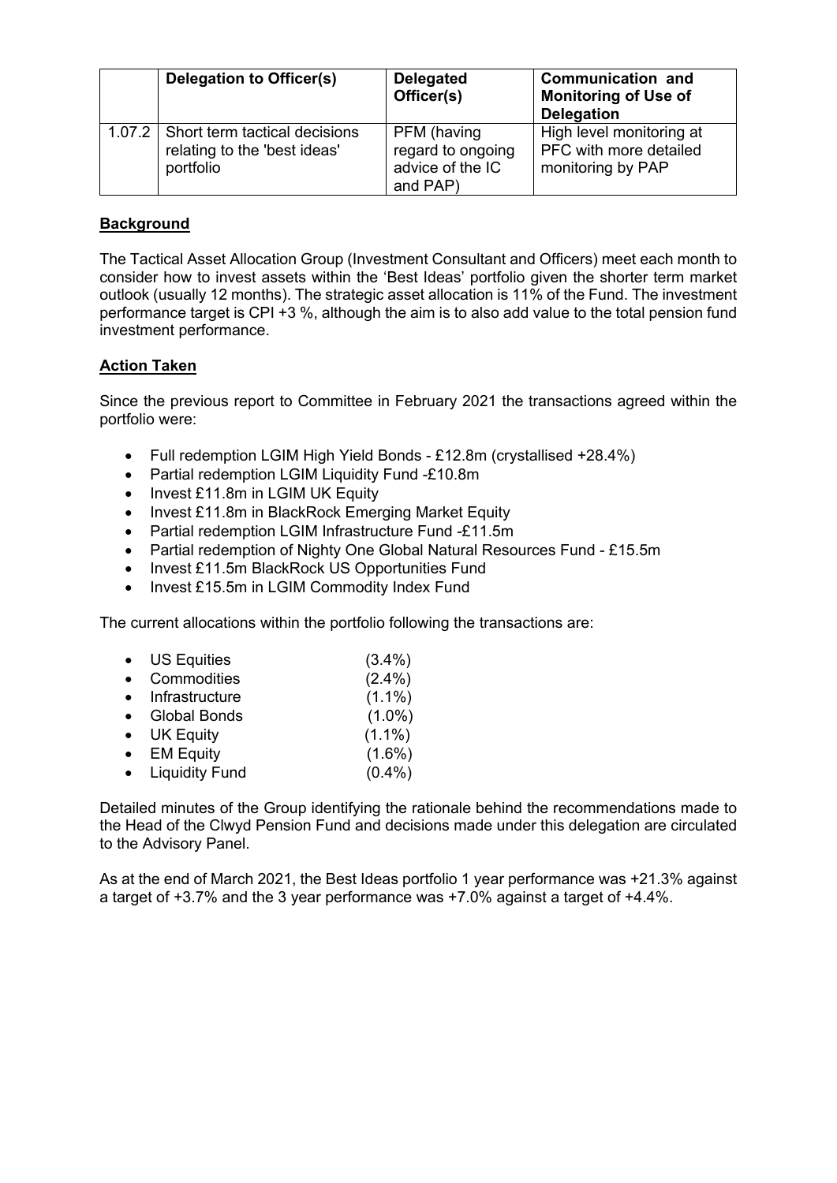| | Delegation to Officer(s) | Delegated Officer(s) | Communication and Monitoring of Use of Delegation |
|---|---|---|---|
| 1.07.2 | Short term tactical decisions relating to the 'best ideas' portfolio | PFM (having regard to ongoing advice of the IC and PAP) | High level monitoring at PFC with more detailed monitoring by PAP |

**Background**

The Tactical Asset Allocation Group (Investment Consultant and Officers) meet each month to consider how to invest assets within the 'Best Ideas' portfolio given the shorter term market outlook (usually 12 months). The strategic asset allocation is 11% of the Fund. The investment performance target is CPI +3 %, although the aim is to also add value to the total pension fund investment performance.

**Action Taken**

Since the previous report to Committee in February 2021 the transactions agreed within the portfolio were:

- Full redemption LGIM High Yield Bonds - £12.8m (crystallised +28.4%)
- Partial redemption LGIM Liquidity Fund -£10.8m
- Invest £11.8m in LGIM UK Equity
- Invest £11.8m in BlackRock Emerging Market Equity
- Partial redemption LGIM Infrastructure Fund -£11.5m
- Partial redemption of Nighty One Global Natural Resources Fund - £15.5m
- Invest £11.5m BlackRock US Opportunities Fund
- Invest £15.5m in LGIM Commodity Index Fund

The current allocations within the portfolio following the transactions are:

- US Equities (3.4%)
- Commodities (2.4%)
- Infrastructure (1.1%)
- Global Bonds (1.0%)
- UK Equity (1.1%)
- EM Equity (1.6%)
- Liquidity Fund (0.4%)

Detailed minutes of the Group identifying the rationale behind the recommendations made to the Head of the Clwyd Pension Fund and decisions made under this delegation are circulated to the Advisory Panel.

As at the end of March 2021, the Best Ideas portfolio 1 year performance was +21.3% against a target of +3.7% and the 3 year performance was +7.0% against a target of +4.4%.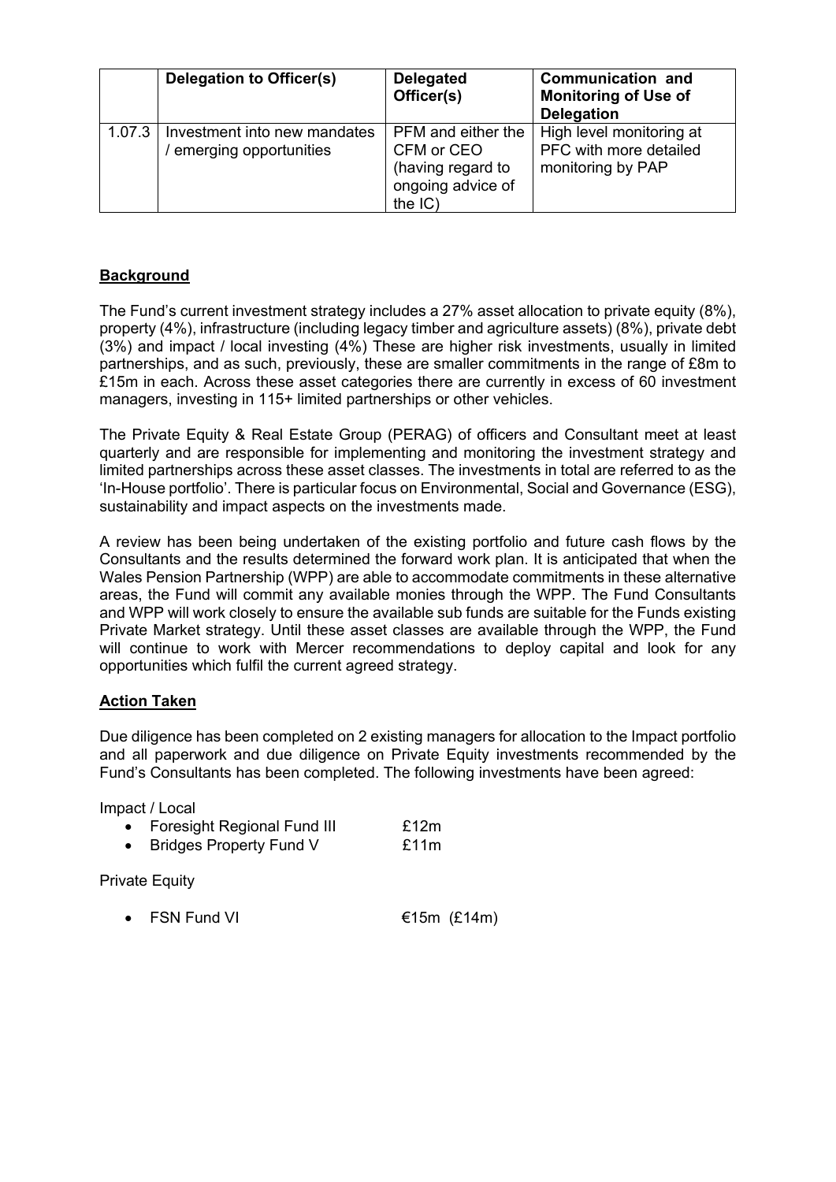| | Delegation to Officer(s) | Delegated Officer(s) | Communication and Monitoring of Use of Delegation |
|---|---|---|---|
| 1.07.3 | Investment into new mandates / emerging opportunities | PFM and either the CFM or CEO (having regard to ongoing advice of the IC) | High level monitoring at PFC with more detailed monitoring by PAP |

**Background**

The Fund's current investment strategy includes a 27% asset allocation to private equity (8%), property (4%), infrastructure (including legacy timber and agriculture assets) (8%), private debt (3%) and impact / local investing (4%) These are higher risk investments, usually in limited partnerships, and as such, previously, these are smaller commitments in the range of £8m to £15m in each. Across these asset categories there are currently in excess of 60 investment managers, investing in 115+ limited partnerships or other vehicles.

The Private Equity & Real Estate Group (PERAG) of officers and Consultant meet at least quarterly and are responsible for implementing and monitoring the investment strategy and limited partnerships across these asset classes. The investments in total are referred to as the 'In-House portfolio'. There is particular focus on Environmental, Social and Governance (ESG), sustainability and impact aspects on the investments made.

A review has been being undertaken of the existing portfolio and future cash flows by the Consultants and the results determined the forward work plan. It is anticipated that when the Wales Pension Partnership (WPP) are able to accommodate commitments in these alternative areas, the Fund will commit any available monies through the WPP. The Fund Consultants and WPP will work closely to ensure the available sub funds are suitable for the Funds existing Private Market strategy. Until these asset classes are available through the WPP, the Fund will continue to work with Mercer recommendations to deploy capital and look for any opportunities which fulfil the current agreed strategy.

**Action Taken**

Due diligence has been completed on 2 existing managers for allocation to the Impact portfolio and all paperwork and due diligence on Private Equity investments recommended by the Fund's Consultants has been completed. The following investments have been agreed:

Impact / Local

- Foresight Regional Fund III £12m
- Bridges Property Fund V £11m

Private Equity

- FSN Fund VI €15m (£14m)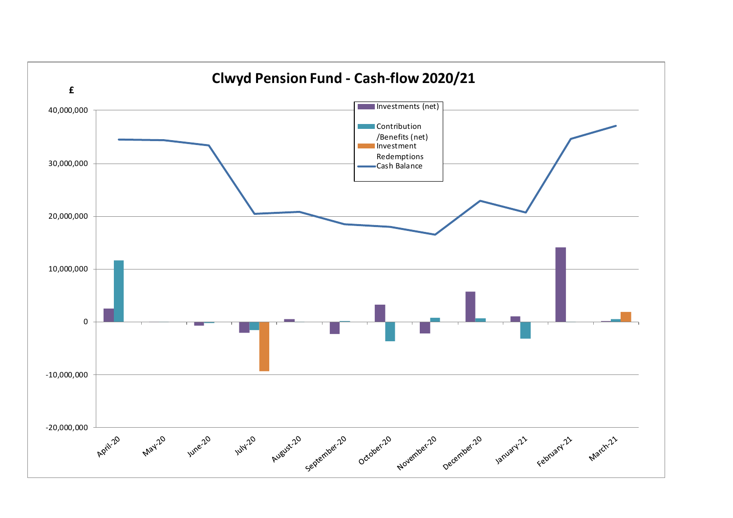# Clwyd Pension Fund - Cash-flow 2020/21

£

40,000,000

30,000,000

20,000,000

10,000,000

0

-10,000,000

-20,000,000

Investments (net)

Contribution /Benefits (net)

Investment Redemptions

Cash Balance

April-20

May-20

June-20

July-20

August-20

September-20

October-20

November-20

December-20

January-21

February-21

March-21